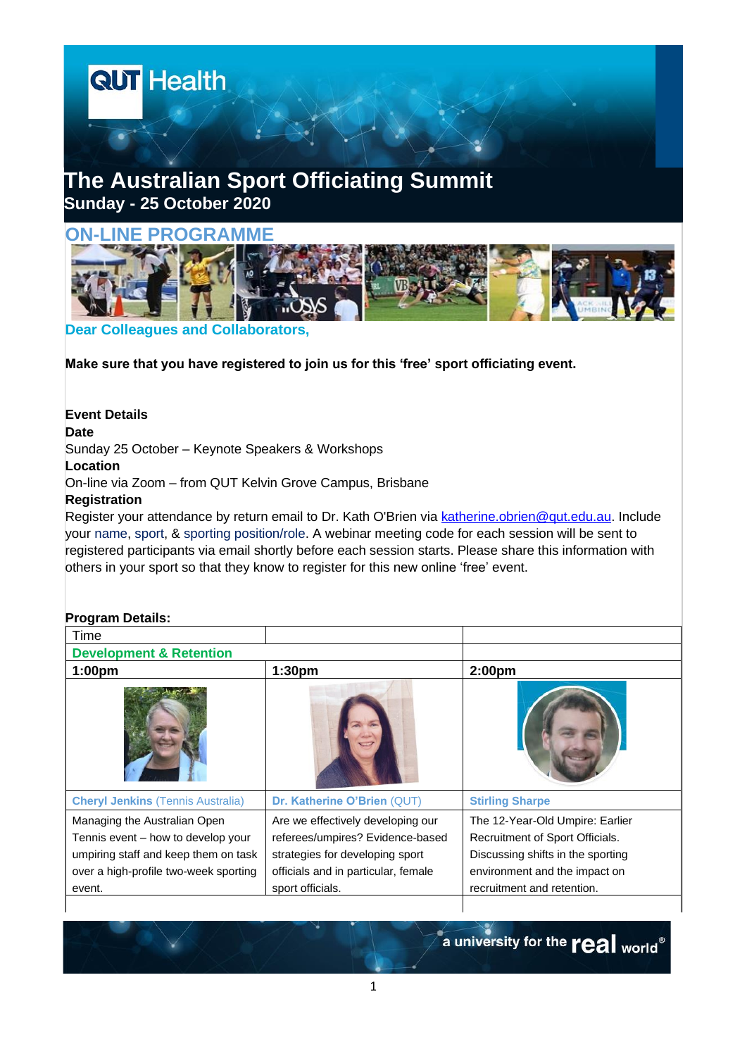QUT Health

# The Australian Sport Officiating Summit

## Sunday - 25 October 2020

## ON-LINE PROGRAMME

**Dear Colleagues and Collaborators,**

**Make sure that you have registered to join us for this 'free' sport officiating event.**

**Event Details**

**Date**

Sunday 25 October – Keynote Speakers & Workshops

**Location**

On-line via Zoom – from QUT Kelvin Grove Campus, Brisbane

**Registration**

Register your attendance by return email to Dr. Kath O'Brien via katherine.obrien@qut.edu.au. Include your name, sport, & sporting position/role. A webinar meeting code for each session will be sent to registered participants via email shortly before each session starts. Please share this information with others in your sport so that they know to register for this new online 'free' event.

**Program Details:**

| Time | | |
|---|---|---|
| **Development & Retention** | | |
| **1:00pm** | **1:30pm** | **2:00pm** |
| | | |
| **Cheryl Jenkins** (Tennis Australia) | **Dr. Katherine O'Brien** (QUT) | **Stirling Sharpe** |
| Managing the Australian Open Tennis event – how to develop your umpiring staff and keep them on task over a high-profile two-week sporting event. | Are we effectively developing our referees/umpires? Evidence-based strategies for developing sport officials and in particular, female sport officials. | The 12-Year-Old Umpire: Earlier Recruitment of Sport Officials. Discussing shifts in the sporting environment and the impact on recruitment and retention. |

a university for the real world®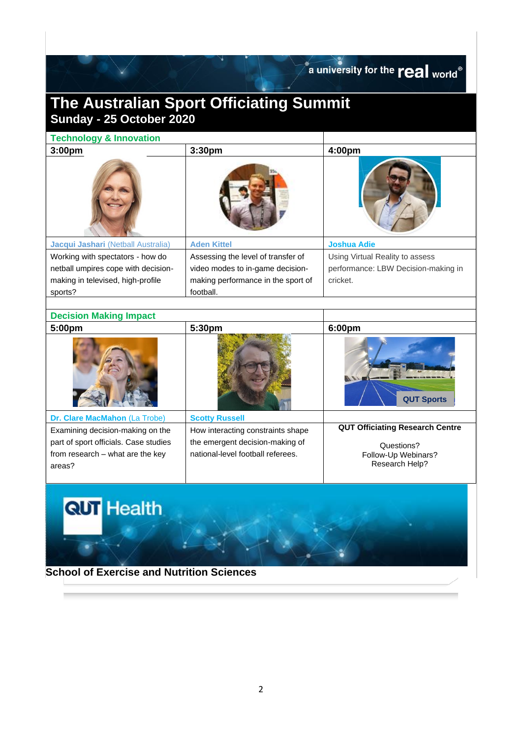a university for the real world®

# The Australian Sport Officiating Summit

## Sunday - 25 October 2020

### Technology & Innovation

| 3:00pm | 3:30pm | 4:00pm |
| --- | --- | --- |
| **Jacqui Jashari** (Netball Australia) | **Aden Kittel** | **Joshua Adie** |
| Working with spectators - how do netball umpires cope with decision-making in televised, high-profile sports? | Assessing the level of transfer of video modes to in-game decision-making performance in the sport of football. | Using Virtual Reality to assess performance: LBW Decision-making in cricket. |

### Decision Making Impact

| 5:00pm | 5:30pm | 6:00pm |
| --- | --- | --- |
| **Dr. Clare MacMahon** (La Trobe) | **Scotty Russell** | QUT Sports |
| Examining decision-making on the part of sport officials. Case studies from research – what are the key areas? | How interacting constraints shape the emergent decision-making of national-level football referees. | **QUT Officiating Research Centre**<br><br>Questions?<br>Follow-Up Webinars?<br>Research Help? |

QUT Health

**School of Exercise and Nutrition Sciences**